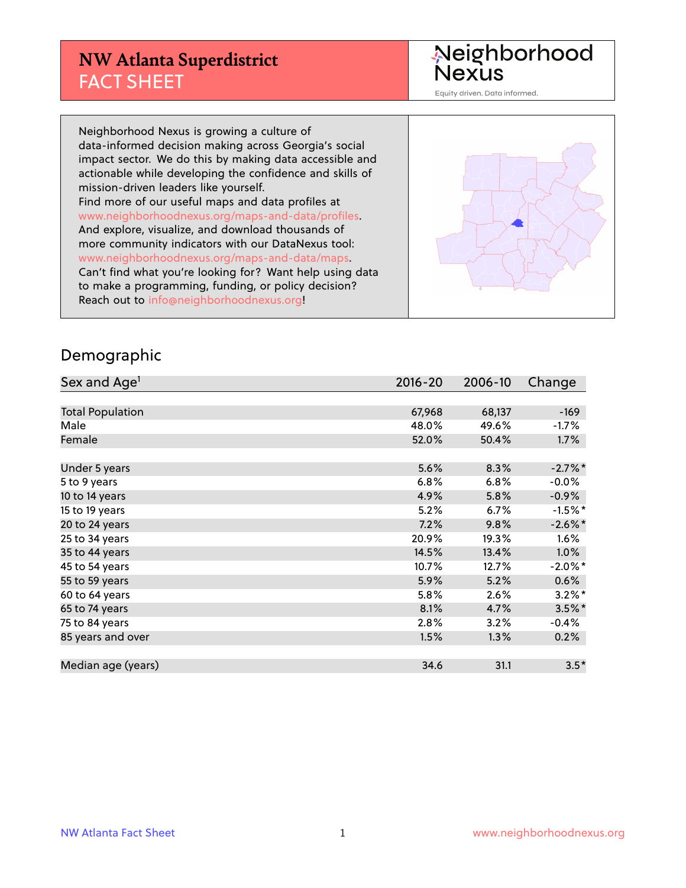# NW Atlanta Superdistrict
# FACT SHEET

Neighborhood Nexus

Equity driven. Data informed.

Neighborhood Nexus is growing a culture of data-informed decision making across Georgia's social impact sector. We do this by making data accessible and actionable while developing the confidence and skills of mission-driven leaders like yourself.
Find more of our useful maps and data profiles at www.neighborhoodnexus.org/maps-and-data/profiles.
And explore, visualize, and download thousands of more community indicators with our DataNexus tool: www.neighborhoodnexus.org/maps-and-data/maps.
Can't find what you're looking for? Want help using data to make a programming, funding, or policy decision?
Reach out to info@neighborhoodnexus.org!

## Demographic

| Sex and Age[1] | 2016-20 | 2006-10 | Change |
|---|---|---|---|
| Total Population | 67,968 | 68,137 | -169 |
| Male | 48.0% | 49.6% | -1.7% |
| Female | 52.0% | 50.4% | 1.7% |
| Under 5 years | 5.6% | 8.3% | -2.7%* |
| 5 to 9 years | 6.8% | 6.8% | -0.0% |
| 10 to 14 years | 4.9% | 5.8% | -0.9% |
| 15 to 19 years | 5.2% | 6.7% | -1.5%* |
| 20 to 24 years | 7.2% | 9.8% | -2.6%* |
| 25 to 34 years | 20.9% | 19.3% | 1.6% |
| 35 to 44 years | 14.5% | 13.4% | 1.0% |
| 45 to 54 years | 10.7% | 12.7% | -2.0%* |
| 55 to 59 years | 5.9% | 5.2% | 0.6% |
| 60 to 64 years | 5.8% | 2.6% | 3.2%* |
| 65 to 74 years | 8.1% | 4.7% | 3.5%* |
| 75 to 84 years | 2.8% | 3.2% | -0.4% |
| 85 years and over | 1.5% | 1.3% | 0.2% |
| Median age (years) | 34.6 | 31.1 | 3.5* |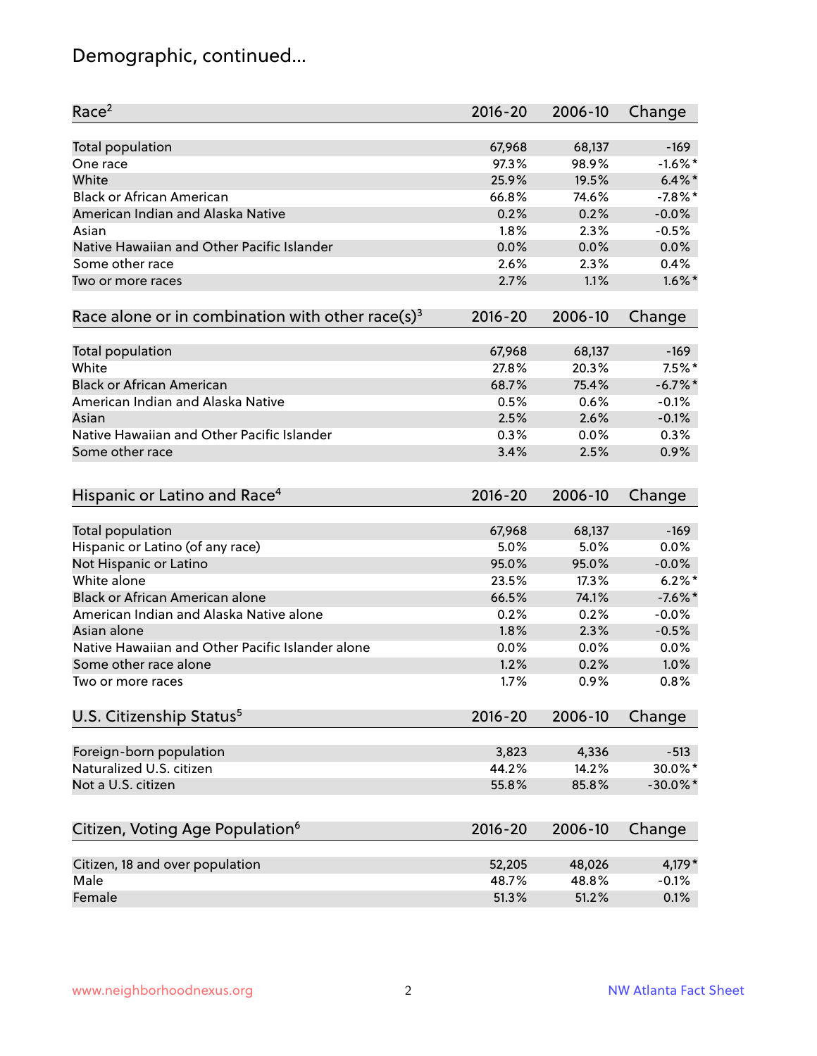## Demographic, continued...

| Race[2] | 2016-20 | 2006-10 | Change |
|---|---|---|---|
| Total population | 67,968 | 68,137 | -169 |
| One race | 97.3% | 98.9% | -1.6%* |
| White | 25.9% | 19.5% | 6.4%* |
| Black or African American | 66.8% | 74.6% | -7.8%* |
| American Indian and Alaska Native | 0.2% | 0.2% | -0.0% |
| Asian | 1.8% | 2.3% | -0.5% |
| Native Hawaiian and Other Pacific Islander | 0.0% | 0.0% | 0.0% |
| Some other race | 2.6% | 2.3% | 0.4% |
| Two or more races | 2.7% | 1.1% | 1.6%* |

| Race alone or in combination with other race(s)[3] | 2016-20 | 2006-10 | Change |
|---|---|---|---|
| Total population | 67,968 | 68,137 | -169 |
| White | 27.8% | 20.3% | 7.5%* |
| Black or African American | 68.7% | 75.4% | -6.7%* |
| American Indian and Alaska Native | 0.5% | 0.6% | -0.1% |
| Asian | 2.5% | 2.6% | -0.1% |
| Native Hawaiian and Other Pacific Islander | 0.3% | 0.0% | 0.3% |
| Some other race | 3.4% | 2.5% | 0.9% |

| Hispanic or Latino and Race[4] | 2016-20 | 2006-10 | Change |
|---|---|---|---|
| Total population | 67,968 | 68,137 | -169 |
| Hispanic or Latino (of any race) | 5.0% | 5.0% | 0.0% |
| Not Hispanic or Latino | 95.0% | 95.0% | -0.0% |
| White alone | 23.5% | 17.3% | 6.2%* |
| Black or African American alone | 66.5% | 74.1% | -7.6%* |
| American Indian and Alaska Native alone | 0.2% | 0.2% | -0.0% |
| Asian alone | 1.8% | 2.3% | -0.5% |
| Native Hawaiian and Other Pacific Islander alone | 0.0% | 0.0% | 0.0% |
| Some other race alone | 1.2% | 0.2% | 1.0% |
| Two or more races | 1.7% | 0.9% | 0.8% |

| U.S. Citizenship Status[5] | 2016-20 | 2006-10 | Change |
|---|---|---|---|
| Foreign-born population | 3,823 | 4,336 | -513 |
| Naturalized U.S. citizen | 44.2% | 14.2% | 30.0%* |
| Not a U.S. citizen | 55.8% | 85.8% | -30.0%* |

| Citizen, Voting Age Population[6] | 2016-20 | 2006-10 | Change |
|---|---|---|---|
| Citizen, 18 and over population | 52,205 | 48,026 | 4,179* |
| Male | 48.7% | 48.8% | -0.1% |
| Female | 51.3% | 51.2% | 0.1% |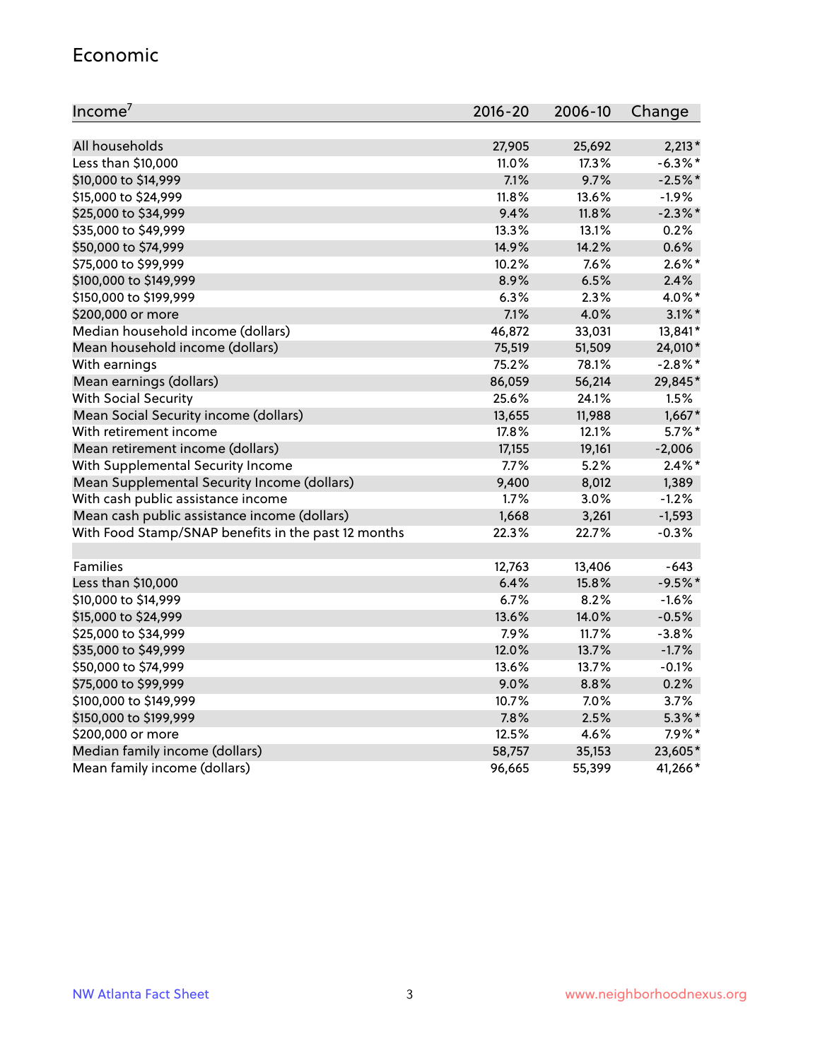## Economic

| Income[7] | 2016-20 | 2006-10 | Change |
|---|---|---|---|
| All households | 27,905 | 25,692 | 2,213* |
| Less than $10,000 | 11.0% | 17.3% | -6.3%* |
| $10,000 to $14,999 | 7.1% | 9.7% | -2.5%* |
| $15,000 to $24,999 | 11.8% | 13.6% | -1.9% |
| $25,000 to $34,999 | 9.4% | 11.8% | -2.3%* |
| $35,000 to $49,999 | 13.3% | 13.1% | 0.2% |
| $50,000 to $74,999 | 14.9% | 14.2% | 0.6% |
| $75,000 to $99,999 | 10.2% | 7.6% | 2.6%* |
| $100,000 to $149,999 | 8.9% | 6.5% | 2.4% |
| $150,000 to $199,999 | 6.3% | 2.3% | 4.0%* |
| $200,000 or more | 7.1% | 4.0% | 3.1%* |
| Median household income (dollars) | 46,872 | 33,031 | 13,841* |
| Mean household income (dollars) | 75,519 | 51,509 | 24,010* |
| With earnings | 75.2% | 78.1% | -2.8%* |
| Mean earnings (dollars) | 86,059 | 56,214 | 29,845* |
| With Social Security | 25.6% | 24.1% | 1.5% |
| Mean Social Security income (dollars) | 13,655 | 11,988 | 1,667* |
| With retirement income | 17.8% | 12.1% | 5.7%* |
| Mean retirement income (dollars) | 17,155 | 19,161 | -2,006 |
| With Supplemental Security Income | 7.7% | 5.2% | 2.4%* |
| Mean Supplemental Security Income (dollars) | 9,400 | 8,012 | 1,389 |
| With cash public assistance income | 1.7% | 3.0% | -1.2% |
| Mean cash public assistance income (dollars) | 1,668 | 3,261 | -1,593 |
| With Food Stamp/SNAP benefits in the past 12 months | 22.3% | 22.7% | -0.3% |
| | | | |
| Families | 12,763 | 13,406 | -643 |
| Less than $10,000 | 6.4% | 15.8% | -9.5%* |
| $10,000 to $14,999 | 6.7% | 8.2% | -1.6% |
| $15,000 to $24,999 | 13.6% | 14.0% | -0.5% |
| $25,000 to $34,999 | 7.9% | 11.7% | -3.8% |
| $35,000 to $49,999 | 12.0% | 13.7% | -1.7% |
| $50,000 to $74,999 | 13.6% | 13.7% | -0.1% |
| $75,000 to $99,999 | 9.0% | 8.8% | 0.2% |
| $100,000 to $149,999 | 10.7% | 7.0% | 3.7% |
| $150,000 to $199,999 | 7.8% | 2.5% | 5.3%* |
| $200,000 or more | 12.5% | 4.6% | 7.9%* |
| Median family income (dollars) | 58,757 | 35,153 | 23,605* |
| Mean family income (dollars) | 96,665 | 55,399 | 41,266* |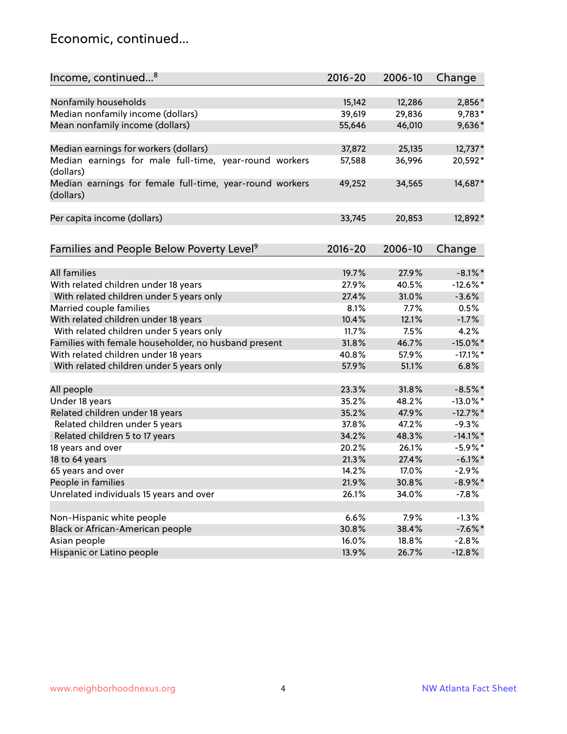## Economic, continued...

| Income, continued...[8] | 2016-20 | 2006-10 | Change |
|---|---|---|---|
| Nonfamily households | 15,142 | 12,286 | 2,856* |
| Median nonfamily income (dollars) | 39,619 | 29,836 | 9,783* |
| Mean nonfamily income (dollars) | 55,646 | 46,010 | 9,636* |
| Median earnings for workers (dollars) | 37,872 | 25,135 | 12,737* |
| Median earnings for male full-time, year-round workers (dollars) | 57,588 | 36,996 | 20,592* |
| Median earnings for female full-time, year-round workers (dollars) | 49,252 | 34,565 | 14,687* |
| Per capita income (dollars) | 33,745 | 20,853 | 12,892* |

| Families and People Below Poverty Level[9] | 2016-20 | 2006-10 | Change |
|---|---|---|---|
| All families | 19.7% | 27.9% | -8.1%* |
| With related children under 18 years | 27.9% | 40.5% | -12.6%* |
| With related children under 5 years only | 27.4% | 31.0% | -3.6% |
| Married couple families | 8.1% | 7.7% | 0.5% |
| With related children under 18 years | 10.4% | 12.1% | -1.7% |
| With related children under 5 years only | 11.7% | 7.5% | 4.2% |
| Families with female householder, no husband present | 31.8% | 46.7% | -15.0%* |
| With related children under 18 years | 40.8% | 57.9% | -17.1%* |
| With related children under 5 years only | 57.9% | 51.1% | 6.8% |
| All people | 23.3% | 31.8% | -8.5%* |
| Under 18 years | 35.2% | 48.2% | -13.0%* |
| Related children under 18 years | 35.2% | 47.9% | -12.7%* |
| Related children under 5 years | 37.8% | 47.2% | -9.3% |
| Related children 5 to 17 years | 34.2% | 48.3% | -14.1%* |
| 18 years and over | 20.2% | 26.1% | -5.9%* |
| 18 to 64 years | 21.3% | 27.4% | -6.1%* |
| 65 years and over | 14.2% | 17.0% | -2.9% |
| People in families | 21.9% | 30.8% | -8.9%* |
| Unrelated individuals 15 years and over | 26.1% | 34.0% | -7.8% |
| Non-Hispanic white people | 6.6% | 7.9% | -1.3% |
| Black or African-American people | 30.8% | 38.4% | -7.6%* |
| Asian people | 16.0% | 18.8% | -2.8% |
| Hispanic or Latino people | 13.9% | 26.7% | -12.8% |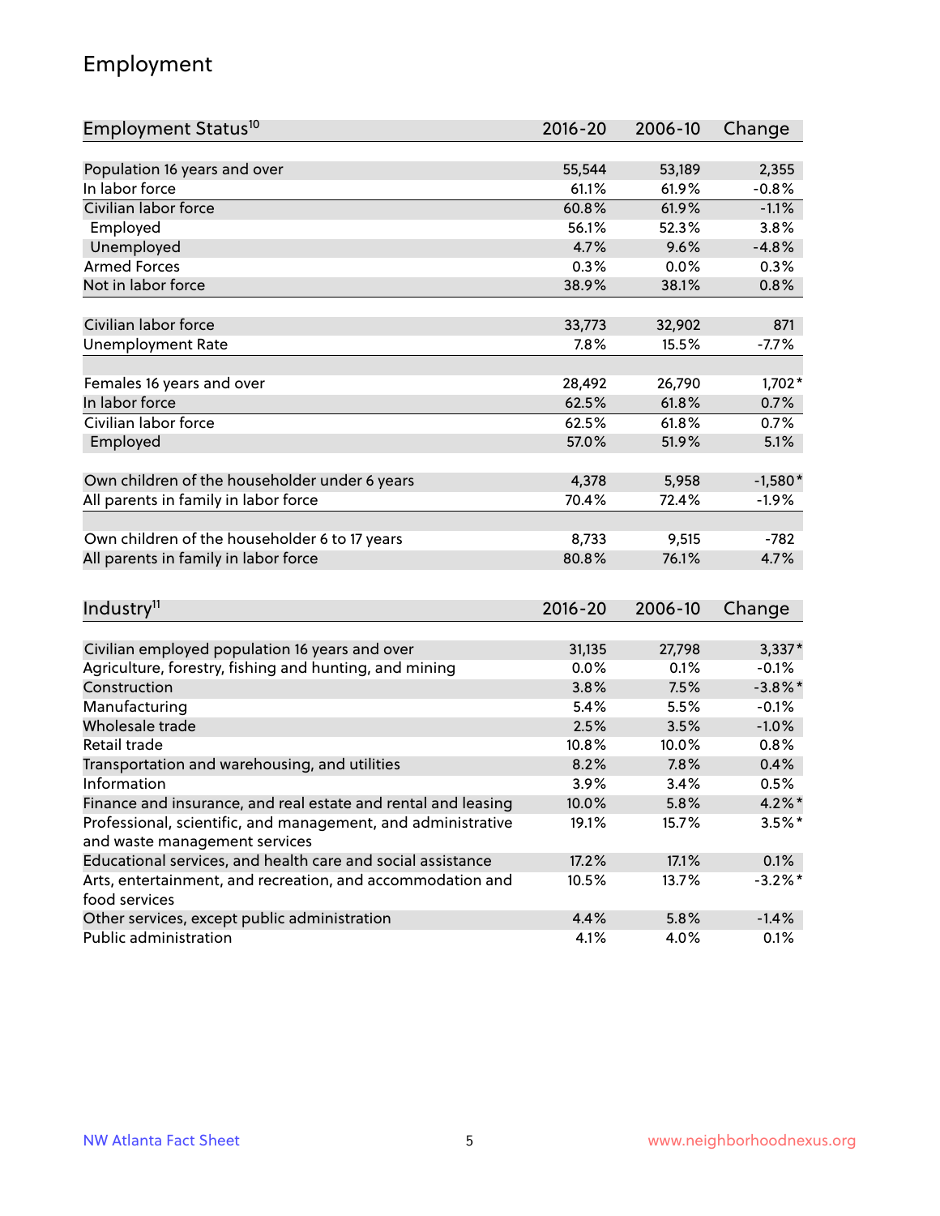## Employment

| Employment Status[10] | 2016-20 | 2006-10 | Change |
|---|---|---|---|
| Population 16 years and over | 55,544 | 53,189 | 2,355 |
| In labor force | 61.1% | 61.9% | -0.8% |
| Civilian labor force | 60.8% | 61.9% | -1.1% |
| Employed | 56.1% | 52.3% | 3.8% |
| Unemployed | 4.7% | 9.6% | -4.8% |
| Armed Forces | 0.3% | 0.0% | 0.3% |
| Not in labor force | 38.9% | 38.1% | 0.8% |
| | | | |
| Civilian labor force | 33,773 | 32,902 | 871 |
| Unemployment Rate | 7.8% | 15.5% | -7.7% |
| | | | |
| Females 16 years and over | 28,492 | 26,790 | 1,702* |
| In labor force | 62.5% | 61.8% | 0.7% |
| Civilian labor force | 62.5% | 61.8% | 0.7% |
| Employed | 57.0% | 51.9% | 5.1% |
| | | | |
| Own children of the householder under 6 years | 4,378 | 5,958 | -1,580* |
| All parents in family in labor force | 70.4% | 72.4% | -1.9% |
| | | | |
| Own children of the householder 6 to 17 years | 8,733 | 9,515 | -782 |
| All parents in family in labor force | 80.8% | 76.1% | 4.7% |

| Industry[11] | 2016-20 | 2006-10 | Change |
|---|---|---|---|
| Civilian employed population 16 years and over | 31,135 | 27,798 | 3,337* |
| Agriculture, forestry, fishing and hunting, and mining | 0.0% | 0.1% | -0.1% |
| Construction | 3.8% | 7.5% | -3.8%* |
| Manufacturing | 5.4% | 5.5% | -0.1% |
| Wholesale trade | 2.5% | 3.5% | -1.0% |
| Retail trade | 10.8% | 10.0% | 0.8% |
| Transportation and warehousing, and utilities | 8.2% | 7.8% | 0.4% |
| Information | 3.9% | 3.4% | 0.5% |
| Finance and insurance, and real estate and rental and leasing | 10.0% | 5.8% | 4.2%* |
| Professional, scientific, and management, and administrative and waste management services | 19.1% | 15.7% | 3.5%* |
| Educational services, and health care and social assistance | 17.2% | 17.1% | 0.1% |
| Arts, entertainment, and recreation, and accommodation and food services | 10.5% | 13.7% | -3.2%* |
| Other services, except public administration | 4.4% | 5.8% | -1.4% |
| Public administration | 4.1% | 4.0% | 0.1% |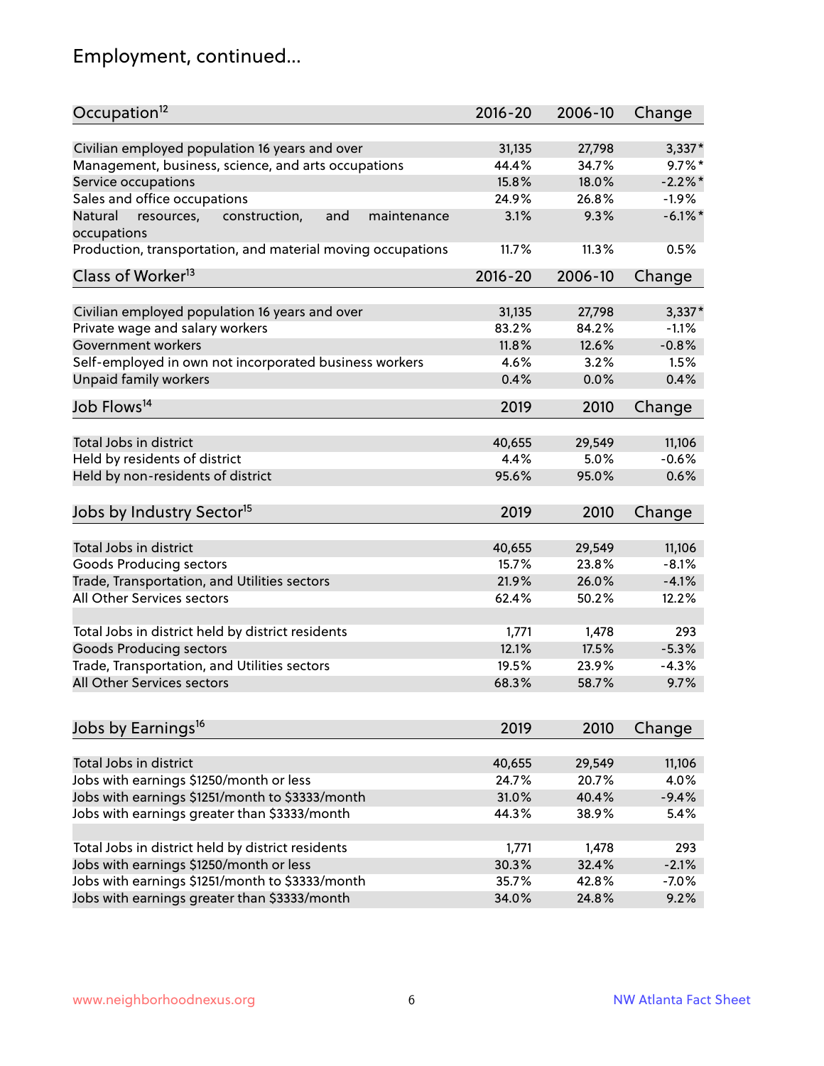# Employment, continued...

| Occupation[12] | 2016-20 | 2006-10 | Change |
|---|---|---|---|
| Civilian employed population 16 years and over | 31,135 | 27,798 | 3,337* |
| Management, business, science, and arts occupations | 44.4% | 34.7% | 9.7%* |
| Service occupations | 15.8% | 18.0% | -2.2%* |
| Sales and office occupations | 24.9% | 26.8% | -1.9% |
| Natural resources, construction, and maintenance occupations | 3.1% | 9.3% | -6.1%* |
| Production, transportation, and material moving occupations | 11.7% | 11.3% | 0.5% |

| Class of Worker[13] | 2016-20 | 2006-10 | Change |
|---|---|---|---|
| Civilian employed population 16 years and over | 31,135 | 27,798 | 3,337* |
| Private wage and salary workers | 83.2% | 84.2% | -1.1% |
| Government workers | 11.8% | 12.6% | -0.8% |
| Self-employed in own not incorporated business workers | 4.6% | 3.2% | 1.5% |
| Unpaid family workers | 0.4% | 0.0% | 0.4% |

| Job Flows[14] | 2019 | 2010 | Change |
|---|---|---|---|
| Total Jobs in district | 40,655 | 29,549 | 11,106 |
| Held by residents of district | 4.4% | 5.0% | -0.6% |
| Held by non-residents of district | 95.6% | 95.0% | 0.6% |

| Jobs by Industry Sector[15] | 2019 | 2010 | Change |
|---|---|---|---|
| Total Jobs in district | 40,655 | 29,549 | 11,106 |
| Goods Producing sectors | 15.7% | 23.8% | -8.1% |
| Trade, Transportation, and Utilities sectors | 21.9% | 26.0% | -4.1% |
| All Other Services sectors | 62.4% | 50.2% | 12.2% |
| | | | |
| Total Jobs in district held by district residents | 1,771 | 1,478 | 293 |
| Goods Producing sectors | 12.1% | 17.5% | -5.3% |
| Trade, Transportation, and Utilities sectors | 19.5% | 23.9% | -4.3% |
| All Other Services sectors | 68.3% | 58.7% | 9.7% |

| Jobs by Earnings[16] | 2019 | 2010 | Change |
|---|---|---|---|
| Total Jobs in district | 40,655 | 29,549 | 11,106 |
| Jobs with earnings $1250/month or less | 24.7% | 20.7% | 4.0% |
| Jobs with earnings $1251/month to $3333/month | 31.0% | 40.4% | -9.4% |
| Jobs with earnings greater than $3333/month | 44.3% | 38.9% | 5.4% |
| | | | |
| Total Jobs in district held by district residents | 1,771 | 1,478 | 293 |
| Jobs with earnings $1250/month or less | 30.3% | 32.4% | -2.1% |
| Jobs with earnings $1251/month to $3333/month | 35.7% | 42.8% | -7.0% |
| Jobs with earnings greater than $3333/month | 34.0% | 24.8% | 9.2% |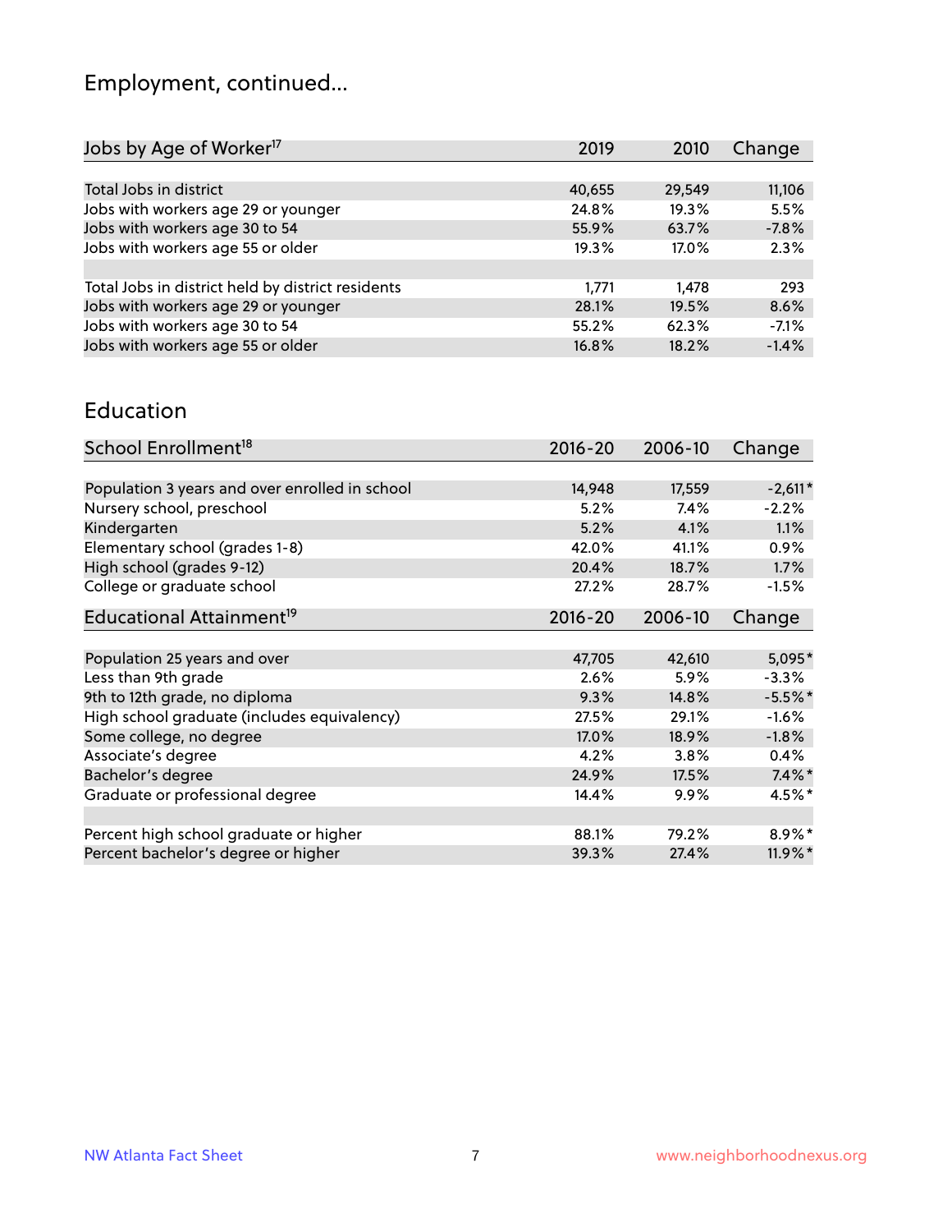## Employment, continued...

| Jobs by Age of Worker[17] | 2019 | 2010 | Change |
|---|---|---|---|
| Total Jobs in district | 40,655 | 29,549 | 11,106 |
| Jobs with workers age 29 or younger | 24.8% | 19.3% | 5.5% |
| Jobs with workers age 30 to 54 | 55.9% | 63.7% | -7.8% |
| Jobs with workers age 55 or older | 19.3% | 17.0% | 2.3% |
| | | | |
| Total Jobs in district held by district residents | 1,771 | 1,478 | 293 |
| Jobs with workers age 29 or younger | 28.1% | 19.5% | 8.6% |
| Jobs with workers age 30 to 54 | 55.2% | 62.3% | -7.1% |
| Jobs with workers age 55 or older | 16.8% | 18.2% | -1.4% |

## Education

| School Enrollment[18] | 2016-20 | 2006-10 | Change |
|---|---|---|---|
| Population 3 years and over enrolled in school | 14,948 | 17,559 | -2,611* |
| Nursery school, preschool | 5.2% | 7.4% | -2.2% |
| Kindergarten | 5.2% | 4.1% | 1.1% |
| Elementary school (grades 1-8) | 42.0% | 41.1% | 0.9% |
| High school (grades 9-12) | 20.4% | 18.7% | 1.7% |
| College or graduate school | 27.2% | 28.7% | -1.5% |

| Educational Attainment[19] | 2016-20 | 2006-10 | Change |
|---|---|---|---|
| Population 25 years and over | 47,705 | 42,610 | 5,095* |
| Less than 9th grade | 2.6% | 5.9% | -3.3% |
| 9th to 12th grade, no diploma | 9.3% | 14.8% | -5.5%* |
| High school graduate (includes equivalency) | 27.5% | 29.1% | -1.6% |
| Some college, no degree | 17.0% | 18.9% | -1.8% |
| Associate's degree | 4.2% | 3.8% | 0.4% |
| Bachelor's degree | 24.9% | 17.5% | 7.4%* |
| Graduate or professional degree | 14.4% | 9.9% | 4.5%* |
| | | | |
| Percent high school graduate or higher | 88.1% | 79.2% | 8.9%* |
| Percent bachelor's degree or higher | 39.3% | 27.4% | 11.9%* |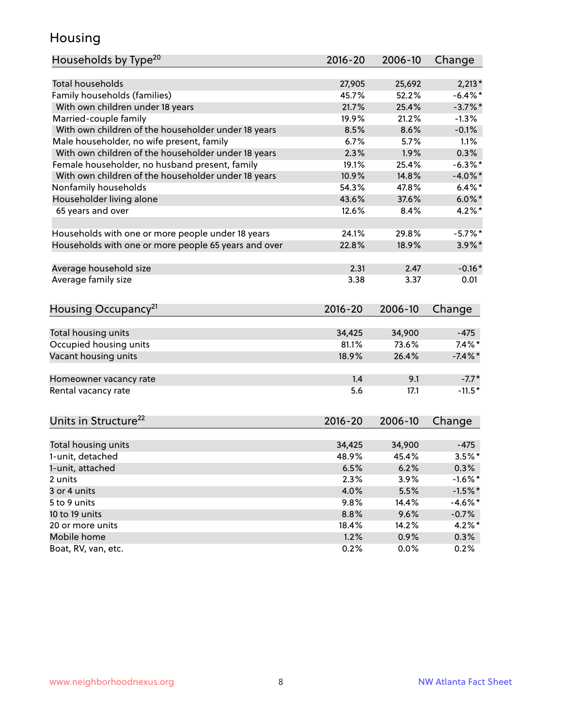# Housing

| Households by Type[20] | 2016-20 | 2006-10 | Change |
|---|---|---|---|
| Total households | 27,905 | 25,692 | 2,213* |
| Family households (families) | 45.7% | 52.2% | -6.4%* |
| With own children under 18 years | 21.7% | 25.4% | -3.7%* |
| Married-couple family | 19.9% | 21.2% | -1.3% |
| With own children of the householder under 18 years | 8.5% | 8.6% | -0.1% |
| Male householder, no wife present, family | 6.7% | 5.7% | 1.1% |
| With own children of the householder under 18 years | 2.3% | 1.9% | 0.3% |
| Female householder, no husband present, family | 19.1% | 25.4% | -6.3%* |
| With own children of the householder under 18 years | 10.9% | 14.8% | -4.0%* |
| Nonfamily households | 54.3% | 47.8% | 6.4%* |
| Householder living alone | 43.6% | 37.6% | 6.0%* |
| 65 years and over | 12.6% | 8.4% | 4.2%* |
| Households with one or more people under 18 years | 24.1% | 29.8% | -5.7%* |
| Households with one or more people 65 years and over | 22.8% | 18.9% | 3.9%* |
| Average household size | 2.31 | 2.47 | -0.16* |
| Average family size | 3.38 | 3.37 | 0.01 |

| Housing Occupancy[21] | 2016-20 | 2006-10 | Change |
|---|---|---|---|
| Total housing units | 34,425 | 34,900 | -475 |
| Occupied housing units | 81.1% | 73.6% | 7.4%* |
| Vacant housing units | 18.9% | 26.4% | -7.4%* |
| Homeowner vacancy rate | 1.4 | 9.1 | -7.7* |
| Rental vacancy rate | 5.6 | 17.1 | -11.5* |

| Units in Structure[22] | 2016-20 | 2006-10 | Change |
|---|---|---|---|
| Total housing units | 34,425 | 34,900 | -475 |
| 1-unit, detached | 48.9% | 45.4% | 3.5%* |
| 1-unit, attached | 6.5% | 6.2% | 0.3% |
| 2 units | 2.3% | 3.9% | -1.6%* |
| 3 or 4 units | 4.0% | 5.5% | -1.5%* |
| 5 to 9 units | 9.8% | 14.4% | -4.6%* |
| 10 to 19 units | 8.8% | 9.6% | -0.7% |
| 20 or more units | 18.4% | 14.2% | 4.2%* |
| Mobile home | 1.2% | 0.9% | 0.3% |
| Boat, RV, van, etc. | 0.2% | 0.0% | 0.2% |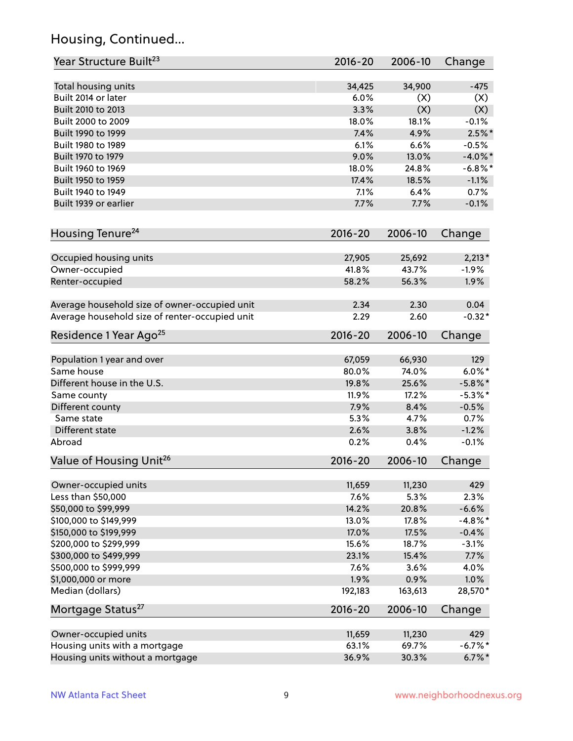## Housing, Continued...

| Year Structure Built[23] | 2016-20 | 2006-10 | Change |
|---|---|---|---|
| Total housing units | 34,425 | 34,900 | -475 |
| Built 2014 or later | 6.0% | (X) | (X) |
| Built 2010 to 2013 | 3.3% | (X) | (X) |
| Built 2000 to 2009 | 18.0% | 18.1% | -0.1% |
| Built 1990 to 1999 | 7.4% | 4.9% | 2.5%* |
| Built 1980 to 1989 | 6.1% | 6.6% | -0.5% |
| Built 1970 to 1979 | 9.0% | 13.0% | -4.0%* |
| Built 1960 to 1969 | 18.0% | 24.8% | -6.8%* |
| Built 1950 to 1959 | 17.4% | 18.5% | -1.1% |
| Built 1940 to 1949 | 7.1% | 6.4% | 0.7% |
| Built 1939 or earlier | 7.7% | 7.7% | -0.1% |

| Housing Tenure[24] | 2016-20 | 2006-10 | Change |
|---|---|---|---|
| Occupied housing units | 27,905 | 25,692 | 2,213* |
| Owner-occupied | 41.8% | 43.7% | -1.9% |
| Renter-occupied | 58.2% | 56.3% | 1.9% |
| Average household size of owner-occupied unit | 2.34 | 2.30 | 0.04 |
| Average household size of renter-occupied unit | 2.29 | 2.60 | -0.32* |

| Residence 1 Year Ago[25] | 2016-20 | 2006-10 | Change |
|---|---|---|---|
| Population 1 year and over | 67,059 | 66,930 | 129 |
| Same house | 80.0% | 74.0% | 6.0%* |
| Different house in the U.S. | 19.8% | 25.6% | -5.8%* |
| Same county | 11.9% | 17.2% | -5.3%* |
| Different county | 7.9% | 8.4% | -0.5% |
| Same state | 5.3% | 4.7% | 0.7% |
| Different state | 2.6% | 3.8% | -1.2% |
| Abroad | 0.2% | 0.4% | -0.1% |

| Value of Housing Unit[26] | 2016-20 | 2006-10 | Change |
|---|---|---|---|
| Owner-occupied units | 11,659 | 11,230 | 429 |
| Less than $50,000 | 7.6% | 5.3% | 2.3% |
| $50,000 to $99,999 | 14.2% | 20.8% | -6.6% |
| $100,000 to $149,999 | 13.0% | 17.8% | -4.8%* |
| $150,000 to $199,999 | 17.0% | 17.5% | -0.4% |
| $200,000 to $299,999 | 15.6% | 18.7% | -3.1% |
| $300,000 to $499,999 | 23.1% | 15.4% | 7.7% |
| $500,000 to $999,999 | 7.6% | 3.6% | 4.0% |
| $1,000,000 or more | 1.9% | 0.9% | 1.0% |
| Median (dollars) | 192,183 | 163,613 | 28,570* |

| Mortgage Status[27] | 2016-20 | 2006-10 | Change |
|---|---|---|---|
| Owner-occupied units | 11,659 | 11,230 | 429 |
| Housing units with a mortgage | 63.1% | 69.7% | -6.7%* |
| Housing units without a mortgage | 36.9% | 30.3% | 6.7%* |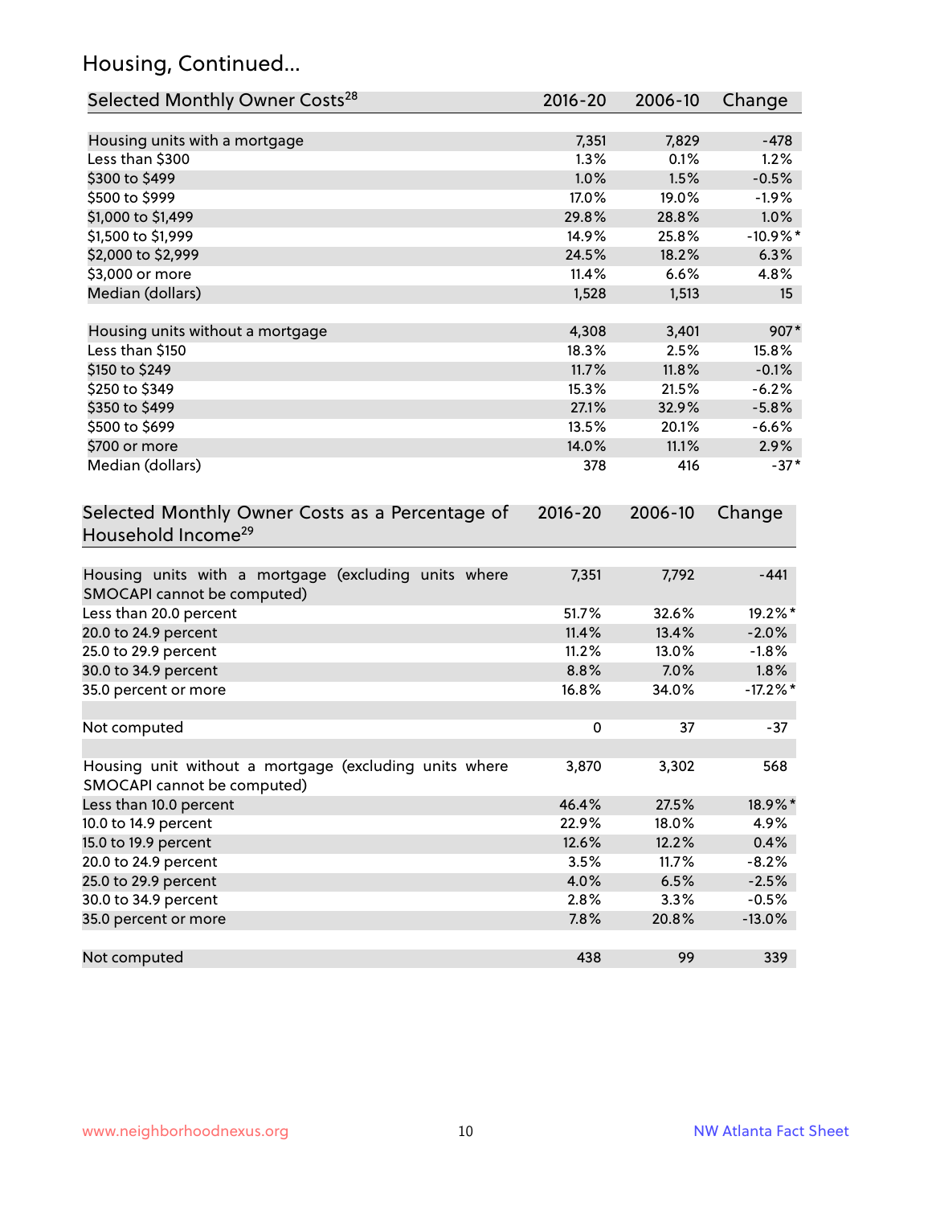## Housing, Continued...

| Selected Monthly Owner Costs[28] | 2016-20 | 2006-10 | Change |
|---|---|---|---|
| Housing units with a mortgage | 7,351 | 7,829 | -478 |
| Less than $300 | 1.3% | 0.1% | 1.2% |
| $300 to $499 | 1.0% | 1.5% | -0.5% |
| $500 to $999 | 17.0% | 19.0% | -1.9% |
| $1,000 to $1,499 | 29.8% | 28.8% | 1.0% |
| $1,500 to $1,999 | 14.9% | 25.8% | -10.9%* |
| $2,000 to $2,999 | 24.5% | 18.2% | 6.3% |
| $3,000 or more | 11.4% | 6.6% | 4.8% |
| Median (dollars) | 1,528 | 1,513 | 15 |
| | | | |
| Housing units without a mortgage | 4,308 | 3,401 | 907* |
| Less than $150 | 18.3% | 2.5% | 15.8% |
| $150 to $249 | 11.7% | 11.8% | -0.1% |
| $250 to $349 | 15.3% | 21.5% | -6.2% |
| $350 to $499 | 27.1% | 32.9% | -5.8% |
| $500 to $699 | 13.5% | 20.1% | -6.6% |
| $700 or more | 14.0% | 11.1% | 2.9% |
| Median (dollars) | 378 | 416 | -37* |

| Selected Monthly Owner Costs as a Percentage of Household Income[29] | 2016-20 | 2006-10 | Change |
|---|---|---|---|
| Housing units with a mortgage (excluding units where SMOCAPI cannot be computed) | 7,351 | 7,792 | -441 |
| Less than 20.0 percent | 51.7% | 32.6% | 19.2%* |
| 20.0 to 24.9 percent | 11.4% | 13.4% | -2.0% |
| 25.0 to 29.9 percent | 11.2% | 13.0% | -1.8% |
| 30.0 to 34.9 percent | 8.8% | 7.0% | 1.8% |
| 35.0 percent or more | 16.8% | 34.0% | -17.2%* |
| | | | |
| Not computed | 0 | 37 | -37 |
| | | | |
| Housing unit without a mortgage (excluding units where SMOCAPI cannot be computed) | 3,870 | 3,302 | 568 |
| Less than 10.0 percent | 46.4% | 27.5% | 18.9%* |
| 10.0 to 14.9 percent | 22.9% | 18.0% | 4.9% |
| 15.0 to 19.9 percent | 12.6% | 12.2% | 0.4% |
| 20.0 to 24.9 percent | 3.5% | 11.7% | -8.2% |
| 25.0 to 29.9 percent | 4.0% | 6.5% | -2.5% |
| 30.0 to 34.9 percent | 2.8% | 3.3% | -0.5% |
| 35.0 percent or more | 7.8% | 20.8% | -13.0% |
| | | | |
| Not computed | 438 | 99 | 339 |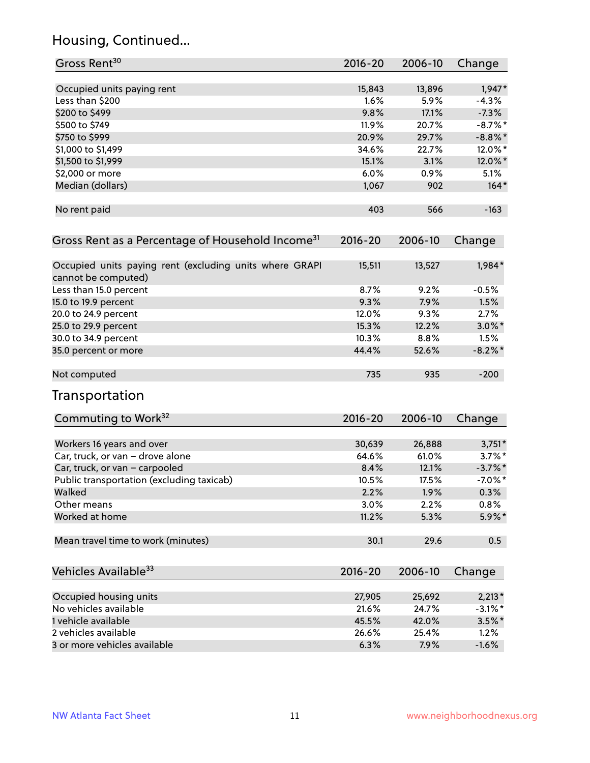## Housing, Continued...

| Gross Rent[30] | 2016-20 | 2006-10 | Change |
|---|---|---|---|
| Occupied units paying rent | 15,843 | 13,896 | 1,947* |
| Less than $200 | 1.6% | 5.9% | -4.3% |
| $200 to $499 | 9.8% | 17.1% | -7.3% |
| $500 to $749 | 11.9% | 20.7% | -8.7%* |
| $750 to $999 | 20.9% | 29.7% | -8.8%* |
| $1,000 to $1,499 | 34.6% | 22.7% | 12.0%* |
| $1,500 to $1,999 | 15.1% | 3.1% | 12.0%* |
| $2,000 or more | 6.0% | 0.9% | 5.1% |
| Median (dollars) | 1,067 | 902 | 164* |
| No rent paid | 403 | 566 | -163 |

| Gross Rent as a Percentage of Household Income[31] | 2016-20 | 2006-10 | Change |
|---|---|---|---|
| Occupied units paying rent (excluding units where GRAPI cannot be computed) | 15,511 | 13,527 | 1,984* |
| Less than 15.0 percent | 8.7% | 9.2% | -0.5% |
| 15.0 to 19.9 percent | 9.3% | 7.9% | 1.5% |
| 20.0 to 24.9 percent | 12.0% | 9.3% | 2.7% |
| 25.0 to 29.9 percent | 15.3% | 12.2% | 3.0%* |
| 30.0 to 34.9 percent | 10.3% | 8.8% | 1.5% |
| 35.0 percent or more | 44.4% | 52.6% | -8.2%* |
| Not computed | 735 | 935 | -200 |

## Transportation

| Commuting to Work[32] | 2016-20 | 2006-10 | Change |
|---|---|---|---|
| Workers 16 years and over | 30,639 | 26,888 | 3,751* |
| Car, truck, or van – drove alone | 64.6% | 61.0% | 3.7%* |
| Car, truck, or van – carpooled | 8.4% | 12.1% | -3.7%* |
| Public transportation (excluding taxicab) | 10.5% | 17.5% | -7.0%* |
| Walked | 2.2% | 1.9% | 0.3% |
| Other means | 3.0% | 2.2% | 0.8% |
| Worked at home | 11.2% | 5.3% | 5.9%* |
| Mean travel time to work (minutes) | 30.1 | 29.6 | 0.5 |

| Vehicles Available[33] | 2016-20 | 2006-10 | Change |
|---|---|---|---|
| Occupied housing units | 27,905 | 25,692 | 2,213* |
| No vehicles available | 21.6% | 24.7% | -3.1%* |
| 1 vehicle available | 45.5% | 42.0% | 3.5%* |
| 2 vehicles available | 26.6% | 25.4% | 1.2% |
| 3 or more vehicles available | 6.3% | 7.9% | -1.6% |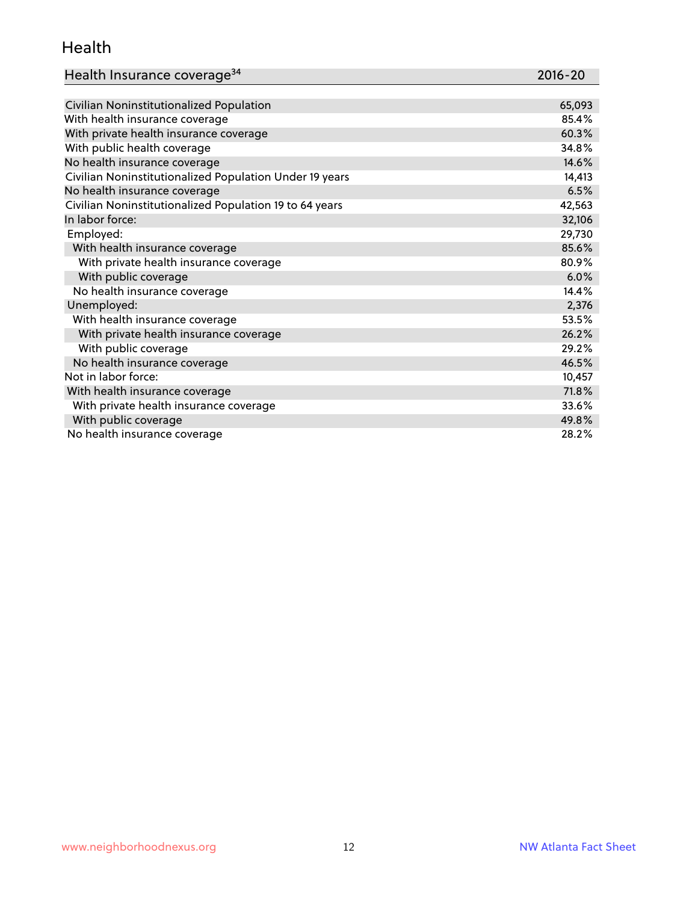## Health

| Health Insurance coverage[34] | 2016-20 |
| --- | --- |
| Civilian Noninstitutionalized Population | 65,093 |
| With health insurance coverage | 85.4% |
| With private health insurance coverage | 60.3% |
| With public health coverage | 34.8% |
| No health insurance coverage | 14.6% |
| Civilian Noninstitutionalized Population Under 19 years | 14,413 |
| No health insurance coverage | 6.5% |
| Civilian Noninstitutionalized Population 19 to 64 years | 42,563 |
| In labor force: | 32,106 |
| Employed: | 29,730 |
| With health insurance coverage | 85.6% |
| With private health insurance coverage | 80.9% |
| With public coverage | 6.0% |
| No health insurance coverage | 14.4% |
| Unemployed: | 2,376 |
| With health insurance coverage | 53.5% |
| With private health insurance coverage | 26.2% |
| With public coverage | 29.2% |
| No health insurance coverage | 46.5% |
| Not in labor force: | 10,457 |
| With health insurance coverage | 71.8% |
| With private health insurance coverage | 33.6% |
| With public coverage | 49.8% |
| No health insurance coverage | 28.2% |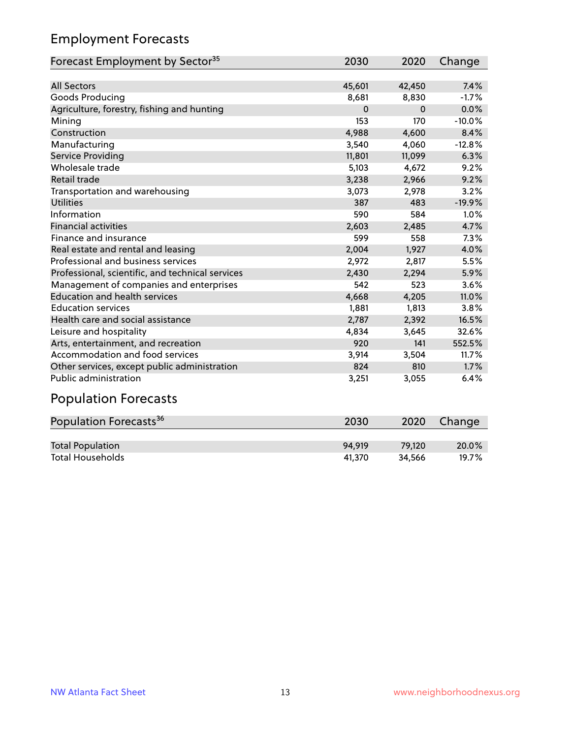## Employment Forecasts

| Forecast Employment by Sector[35] | 2030 | 2020 | Change |
|---|---|---|---|
| All Sectors | 45,601 | 42,450 | 7.4% |
| Goods Producing | 8,681 | 8,830 | -1.7% |
| Agriculture, forestry, fishing and hunting | 0 | 0 | 0.0% |
| Mining | 153 | 170 | -10.0% |
| Construction | 4,988 | 4,600 | 8.4% |
| Manufacturing | 3,540 | 4,060 | -12.8% |
| Service Providing | 11,801 | 11,099 | 6.3% |
| Wholesale trade | 5,103 | 4,672 | 9.2% |
| Retail trade | 3,238 | 2,966 | 9.2% |
| Transportation and warehousing | 3,073 | 2,978 | 3.2% |
| Utilities | 387 | 483 | -19.9% |
| Information | 590 | 584 | 1.0% |
| Financial activities | 2,603 | 2,485 | 4.7% |
| Finance and insurance | 599 | 558 | 7.3% |
| Real estate and rental and leasing | 2,004 | 1,927 | 4.0% |
| Professional and business services | 2,972 | 2,817 | 5.5% |
| Professional, scientific, and technical services | 2,430 | 2,294 | 5.9% |
| Management of companies and enterprises | 542 | 523 | 3.6% |
| Education and health services | 4,668 | 4,205 | 11.0% |
| Education services | 1,881 | 1,813 | 3.8% |
| Health care and social assistance | 2,787 | 2,392 | 16.5% |
| Leisure and hospitality | 4,834 | 3,645 | 32.6% |
| Arts, entertainment, and recreation | 920 | 141 | 552.5% |
| Accommodation and food services | 3,914 | 3,504 | 11.7% |
| Other services, except public administration | 824 | 810 | 1.7% |
| Public administration | 3,251 | 3,055 | 6.4% |

## Population Forecasts

| Population Forecasts[36] | 2030 | 2020 | Change |
|---|---|---|---|
| Total Population | 94,919 | 79,120 | 20.0% |
| Total Households | 41,370 | 34,566 | 19.7% |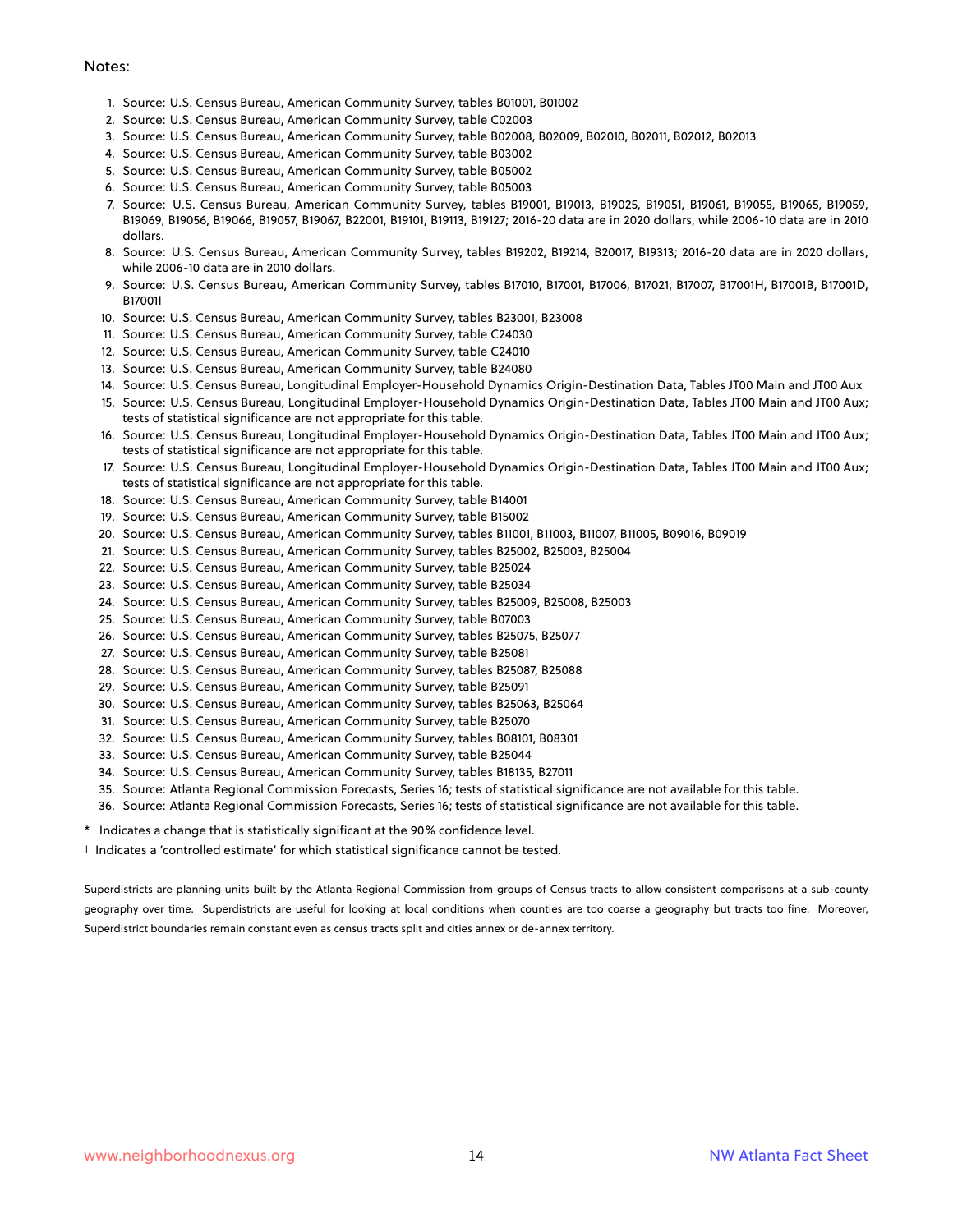Notes:

1. Source: U.S. Census Bureau, American Community Survey, tables B01001, B01002
2. Source: U.S. Census Bureau, American Community Survey, table C02003
3. Source: U.S. Census Bureau, American Community Survey, table B02008, B02009, B02010, B02011, B02012, B02013
4. Source: U.S. Census Bureau, American Community Survey, table B03002
5. Source: U.S. Census Bureau, American Community Survey, table B05002
6. Source: U.S. Census Bureau, American Community Survey, table B05003
7. Source: U.S. Census Bureau, American Community Survey, tables B19001, B19013, B19025, B19051, B19061, B19055, B19065, B19059, B19069, B19056, B19066, B19057, B19067, B22001, B19101, B19113, B19127; 2016-20 data are in 2020 dollars, while 2006-10 data are in 2010 dollars.
8. Source: U.S. Census Bureau, American Community Survey, tables B19202, B19214, B20017, B19313; 2016-20 data are in 2020 dollars, while 2006-10 data are in 2010 dollars.
9. Source: U.S. Census Bureau, American Community Survey, tables B17010, B17001, B17006, B17021, B17007, B17001H, B17001B, B17001D, B17001I
10. Source: U.S. Census Bureau, American Community Survey, tables B23001, B23008
11. Source: U.S. Census Bureau, American Community Survey, table C24030
12. Source: U.S. Census Bureau, American Community Survey, table C24010
13. Source: U.S. Census Bureau, American Community Survey, table B24080
14. Source: U.S. Census Bureau, Longitudinal Employer-Household Dynamics Origin-Destination Data, Tables JT00 Main and JT00 Aux
15. Source: U.S. Census Bureau, Longitudinal Employer-Household Dynamics Origin-Destination Data, Tables JT00 Main and JT00 Aux; tests of statistical significance are not appropriate for this table.
16. Source: U.S. Census Bureau, Longitudinal Employer-Household Dynamics Origin-Destination Data, Tables JT00 Main and JT00 Aux; tests of statistical significance are not appropriate for this table.
17. Source: U.S. Census Bureau, Longitudinal Employer-Household Dynamics Origin-Destination Data, Tables JT00 Main and JT00 Aux; tests of statistical significance are not appropriate for this table.
18. Source: U.S. Census Bureau, American Community Survey, table B14001
19. Source: U.S. Census Bureau, American Community Survey, table B15002
20. Source: U.S. Census Bureau, American Community Survey, tables B11001, B11003, B11007, B11005, B09016, B09019
21. Source: U.S. Census Bureau, American Community Survey, tables B25002, B25003, B25004
22. Source: U.S. Census Bureau, American Community Survey, table B25024
23. Source: U.S. Census Bureau, American Community Survey, table B25034
24. Source: U.S. Census Bureau, American Community Survey, tables B25009, B25008, B25003
25. Source: U.S. Census Bureau, American Community Survey, table B07003
26. Source: U.S. Census Bureau, American Community Survey, tables B25075, B25077
27. Source: U.S. Census Bureau, American Community Survey, table B25081
28. Source: U.S. Census Bureau, American Community Survey, tables B25087, B25088
29. Source: U.S. Census Bureau, American Community Survey, table B25091
30. Source: U.S. Census Bureau, American Community Survey, tables B25063, B25064
31. Source: U.S. Census Bureau, American Community Survey, table B25070
32. Source: U.S. Census Bureau, American Community Survey, tables B08101, B08301
33. Source: U.S. Census Bureau, American Community Survey, table B25044
34. Source: U.S. Census Bureau, American Community Survey, tables B18135, B27011
35. Source: Atlanta Regional Commission Forecasts, Series 16; tests of statistical significance are not available for this table.
36. Source: Atlanta Regional Commission Forecasts, Series 16; tests of statistical significance are not available for this table.

\* Indicates a change that is statistically significant at the 90% confidence level.

† Indicates a 'controlled estimate' for which statistical significance cannot be tested.

Superdistricts are planning units built by the Atlanta Regional Commission from groups of Census tracts to allow consistent comparisons at a sub-county geography over time. Superdistricts are useful for looking at local conditions when counties are too coarse a geography but tracts too fine. Moreover, Superdistrict boundaries remain constant even as census tracts split and cities annex or de-annex territory.